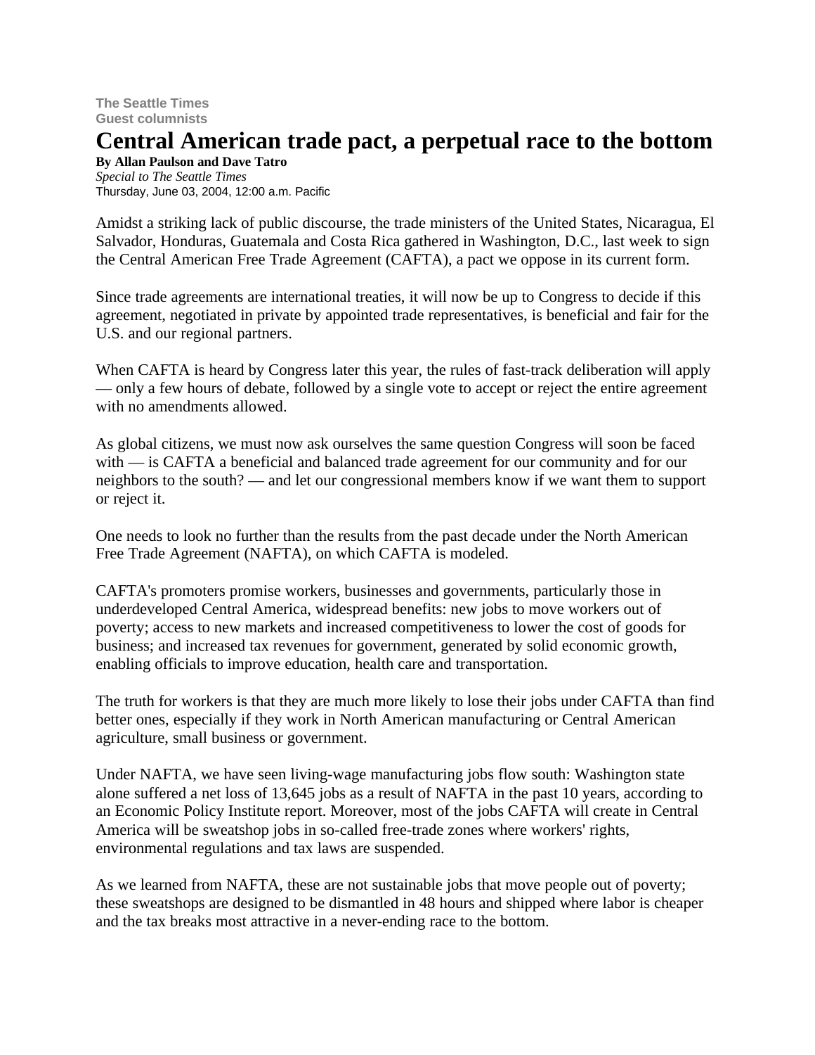**The Seattle Times**
**Guest columnists**

# Central American trade pact, a perpetual race to the bottom

**By Allan Paulson and Dave Tatro**
*Special to The Seattle Times*
Thursday, June 03, 2004, 12:00 a.m. Pacific

Amidst a striking lack of public discourse, the trade ministers of the United States, Nicaragua, El Salvador, Honduras, Guatemala and Costa Rica gathered in Washington, D.C., last week to sign the Central American Free Trade Agreement (CAFTA), a pact we oppose in its current form.

Since trade agreements are international treaties, it will now be up to Congress to decide if this agreement, negotiated in private by appointed trade representatives, is beneficial and fair for the U.S. and our regional partners.

When CAFTA is heard by Congress later this year, the rules of fast-track deliberation will apply — only a few hours of debate, followed by a single vote to accept or reject the entire agreement with no amendments allowed.

As global citizens, we must now ask ourselves the same question Congress will soon be faced with — is CAFTA a beneficial and balanced trade agreement for our community and for our neighbors to the south? — and let our congressional members know if we want them to support or reject it.

One needs to look no further than the results from the past decade under the North American Free Trade Agreement (NAFTA), on which CAFTA is modeled.

CAFTA's promoters promise workers, businesses and governments, particularly those in underdeveloped Central America, widespread benefits: new jobs to move workers out of poverty; access to new markets and increased competitiveness to lower the cost of goods for business; and increased tax revenues for government, generated by solid economic growth, enabling officials to improve education, health care and transportation.

The truth for workers is that they are much more likely to lose their jobs under CAFTA than find better ones, especially if they work in North American manufacturing or Central American agriculture, small business or government.

Under NAFTA, we have seen living-wage manufacturing jobs flow south: Washington state alone suffered a net loss of 13,645 jobs as a result of NAFTA in the past 10 years, according to an Economic Policy Institute report. Moreover, most of the jobs CAFTA will create in Central America will be sweatshop jobs in so-called free-trade zones where workers' rights, environmental regulations and tax laws are suspended.

As we learned from NAFTA, these are not sustainable jobs that move people out of poverty; these sweatshops are designed to be dismantled in 48 hours and shipped where labor is cheaper and the tax breaks most attractive in a never-ending race to the bottom.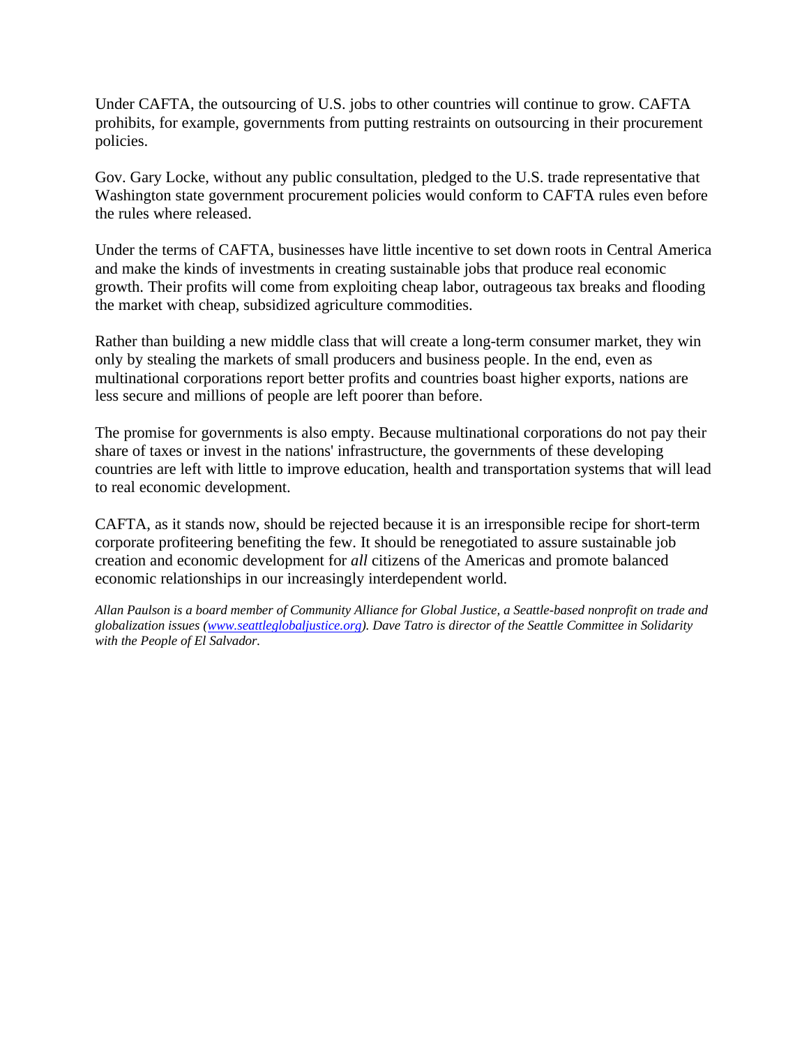Under CAFTA, the outsourcing of U.S. jobs to other countries will continue to grow. CAFTA prohibits, for example, governments from putting restraints on outsourcing in their procurement policies.

Gov. Gary Locke, without any public consultation, pledged to the U.S. trade representative that Washington state government procurement policies would conform to CAFTA rules even before the rules where released.

Under the terms of CAFTA, businesses have little incentive to set down roots in Central America and make the kinds of investments in creating sustainable jobs that produce real economic growth. Their profits will come from exploiting cheap labor, outrageous tax breaks and flooding the market with cheap, subsidized agriculture commodities.

Rather than building a new middle class that will create a long-term consumer market, they win only by stealing the markets of small producers and business people. In the end, even as multinational corporations report better profits and countries boast higher exports, nations are less secure and millions of people are left poorer than before.

The promise for governments is also empty. Because multinational corporations do not pay their share of taxes or invest in the nations' infrastructure, the governments of these developing countries are left with little to improve education, health and transportation systems that will lead to real economic development.

CAFTA, as it stands now, should be rejected because it is an irresponsible recipe for short-term corporate profiteering benefiting the few. It should be renegotiated to assure sustainable job creation and economic development for *all* citizens of the Americas and promote balanced economic relationships in our increasingly interdependent world.

*Allan Paulson is a board member of Community Alliance for Global Justice, a Seattle-based nonprofit on trade and globalization issues (www.seattleglobaljustice.org). Dave Tatro is director of the Seattle Committee in Solidarity with the People of El Salvador.*